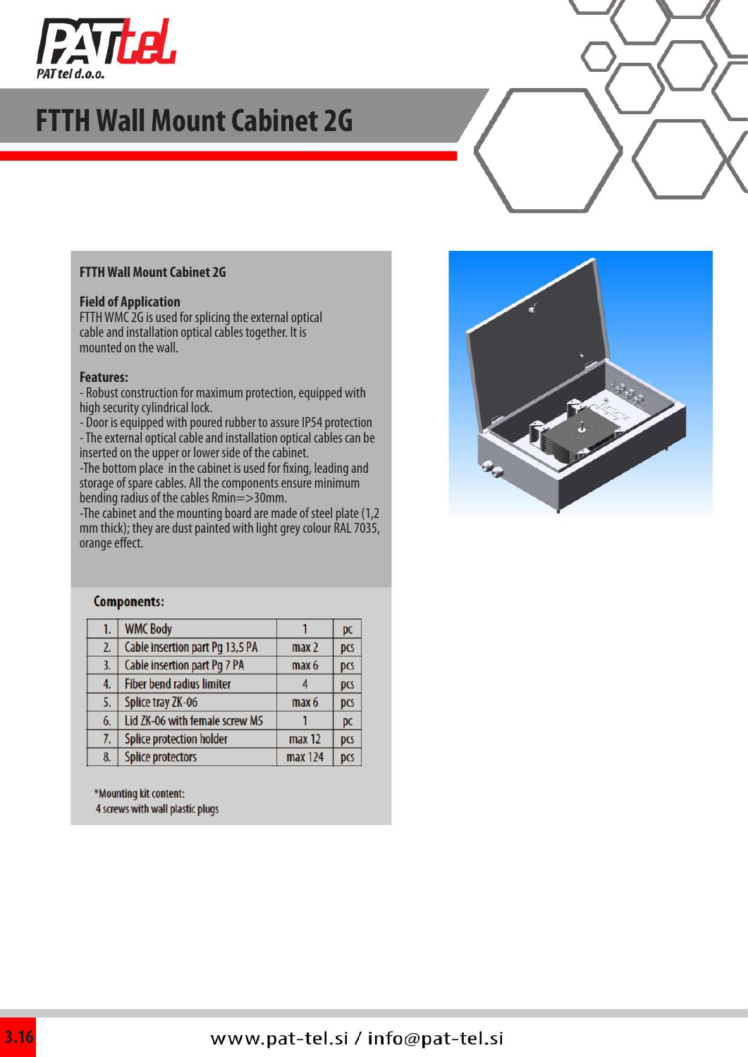# FTTH Wall Mount Cabinet 2G

**FTTH Wall Mount Cabinet 2G**

**Field of Application**
FTTH WMC 2G is used for splicing the external optical cable and installation optical cables together. It is mounted on the wall.

**Features:**

- Robust construction for maximum protection, equipped with high security cylindrical lock.
- Door is equipped with poured rubber to assure IP54 protection
- The external optical cable and installation optical cables can be inserted on the upper or lower side of the cabinet.
- The bottom place in the cabinet is used for fixing, leading and storage of spare cables. All the components ensure minimum bending radius of the cables Rmin=>30mm.
- The cabinet and the mounting board are made of steel plate (1,2 mm thick); they are dust painted with light grey colour RAL 7035, orange effect.

**Components:**

| | | | |
|---|---|---|---|
| 1. | WMC Body | 1 | pc |
| 2. | Cable insertion part Pg 13,5 PA | max 2 | pcs |
| 3. | Cable insertion part Pg 7 PA | max 6 | pcs |
| 4. | Fiber bend radius limiter | 4 | pcs |
| 5. | Splice tray ZK-06 | max 6 | pcs |
| 6. | Lid ZK-06 with female screw M5 | 1 | pc |
| 7. | Splice protection holder | max 12 | pcs |
| 8. | Splice protectors | max 124 | pcs |

*Mounting kit content:
4 screws with wall plastic plugs

www.pat-tel.si / info@pat-tel.si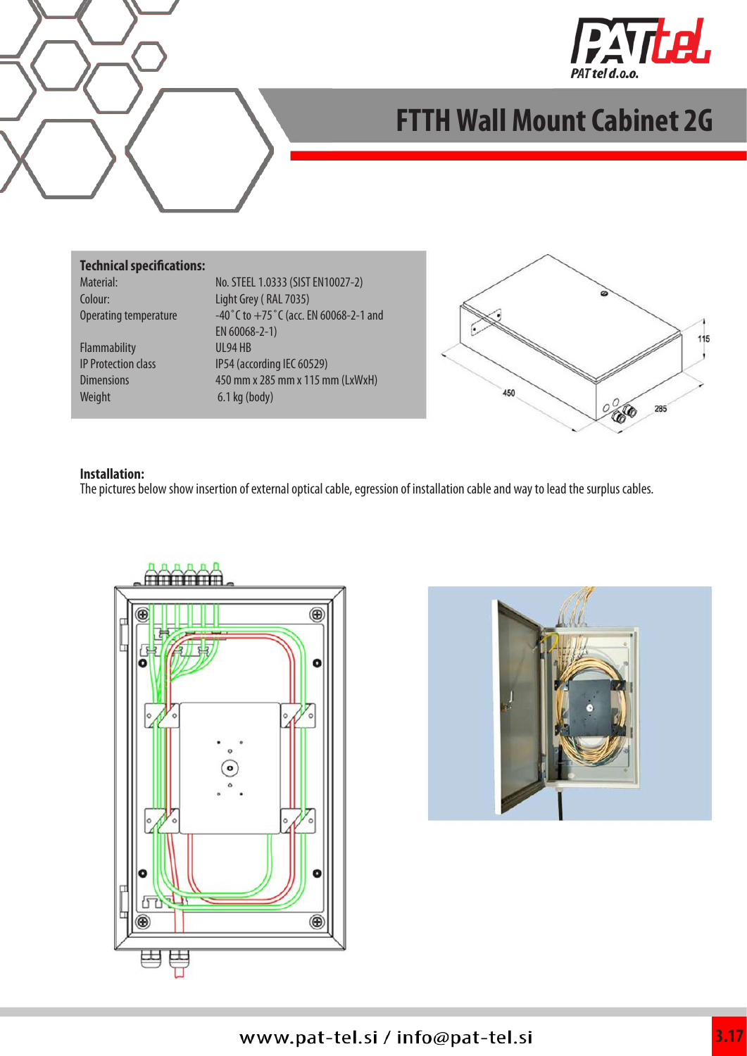# FTTH Wall Mount Cabinet 2G

**Technical specifications:**

| | |
|---|---|
| Material: | No. STEEL 1.0333 (SIST EN10027-2) |
| Colour: | Light Grey ( RAL 7035) |
| Operating temperature | -40˚C to +75˚C (acc. EN 60068-2-1 and EN 60068-2-1) |
| Flammability | UL94 HB |
| IP Protection class | IP54 (according IEC 60529) |
| Dimensions | 450 mm x 285 mm x 115 mm (LxWxH) |
| Weight | 6.1 kg (body) |

115

450

285

**Installation:**

The pictures below show insertion of external optical cable, egression of installation cable and way to lead the surplus cables.